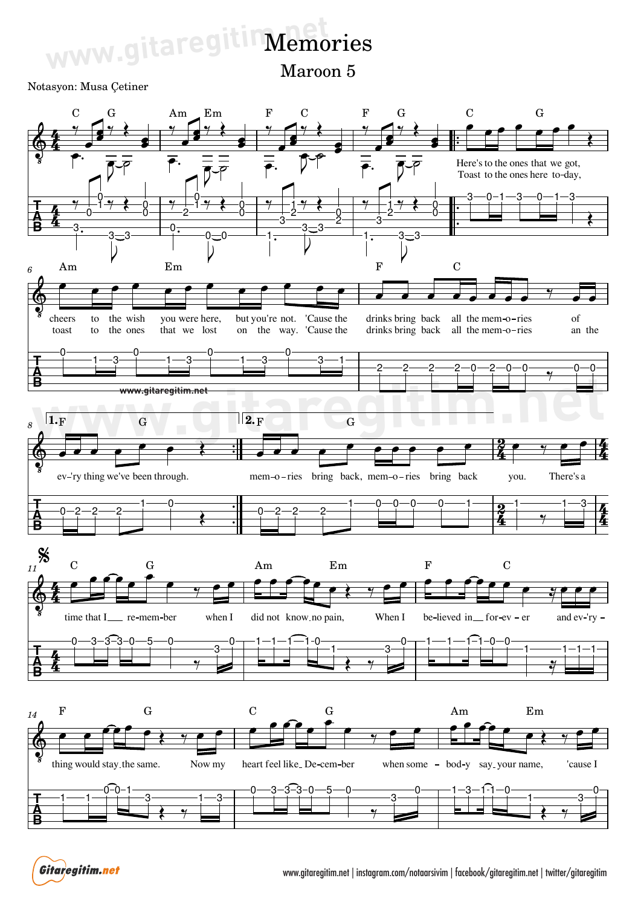# Memories

## Maroon 5

Notasyon: Musa Çetiner

C G Am Em F C F G C G

Here's to the ones that we got,
Toast to the ones here to-day,

Am Em F C

cheers to the wish you were here, but you're not. 'Cause the drinks bring back all the mem-o-ries of
toast to the ones that we lost on the way. 'Cause the drinks bring back all the mem-o-ries an the

1. F G — 2. F G

ev-'ry thing we've been through. mem-o-ries bring back, mem-o-ries bring back you. There's a

C G Am Em F C

time that I re-mem-ber when I did not know no pain, When I be-lieved in for-ev-er and ev-'ry -

F G C G Am Em

thing would stay the same. Now my heart feel like De-cem-ber when some-bod-y say your name, 'cause I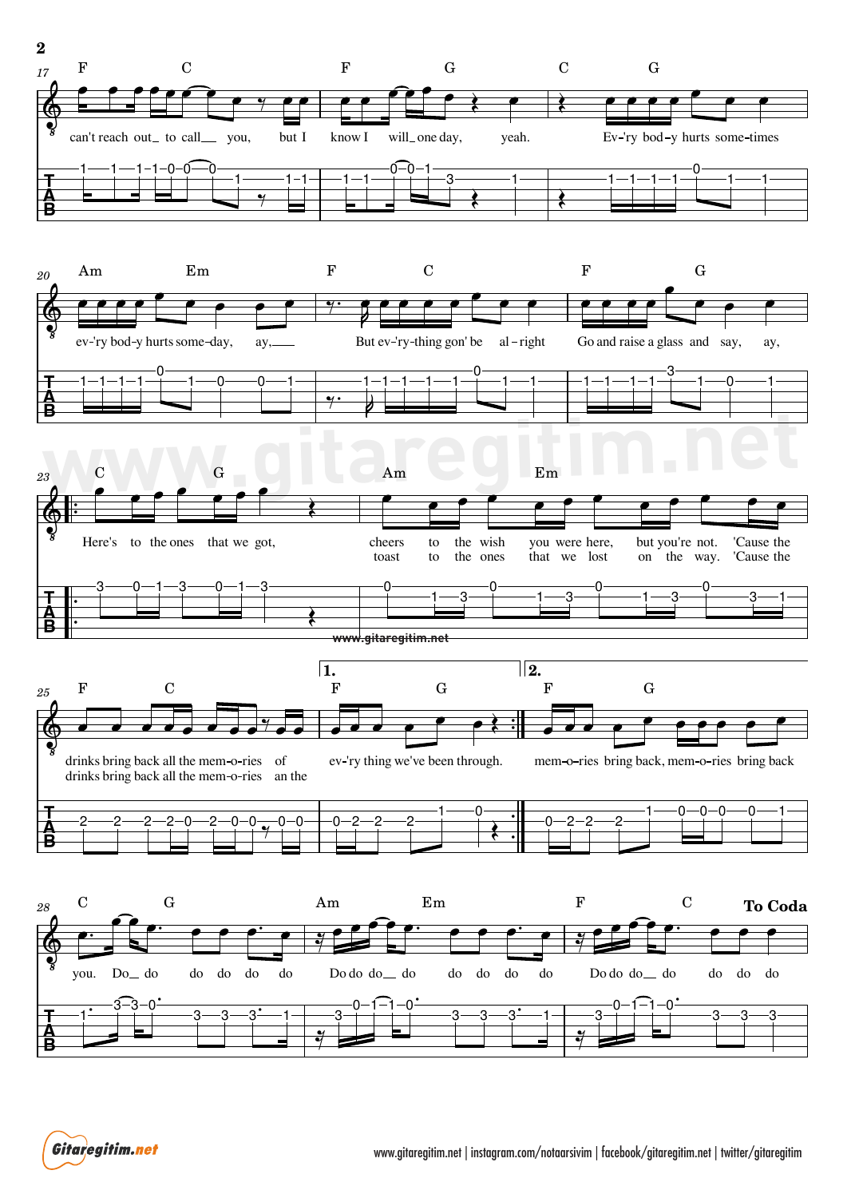17

F C F G C G

can't reach out_ to call__ you, but I know I will_ one day, yeah. Ev-'ry bod-y hurts some-times

20

Am Em F C F G

ev-'ry bod-y hurts some-day, ay,__ But ev-'ry-thing gon' be al-right Go and raise a glass and say, ay,

23

C G Am Em

Here's to the ones that we got, cheers to the wish you were here, but you're not. 'Cause the
toast to the ones that we lost on the way. 'Cause the

25

F C

drinks bring back all the mem-o-ries of
drinks bring back all the mem-o-ries an the

1. F G

ev-'ry thing we've been through.

2. F G

mem-o-ries bring back, mem-o-ries bring back

28

C G Am Em F C **To Coda**

you. Do_ do do do do do Do do do_ do do do do do Do do do_ do do do do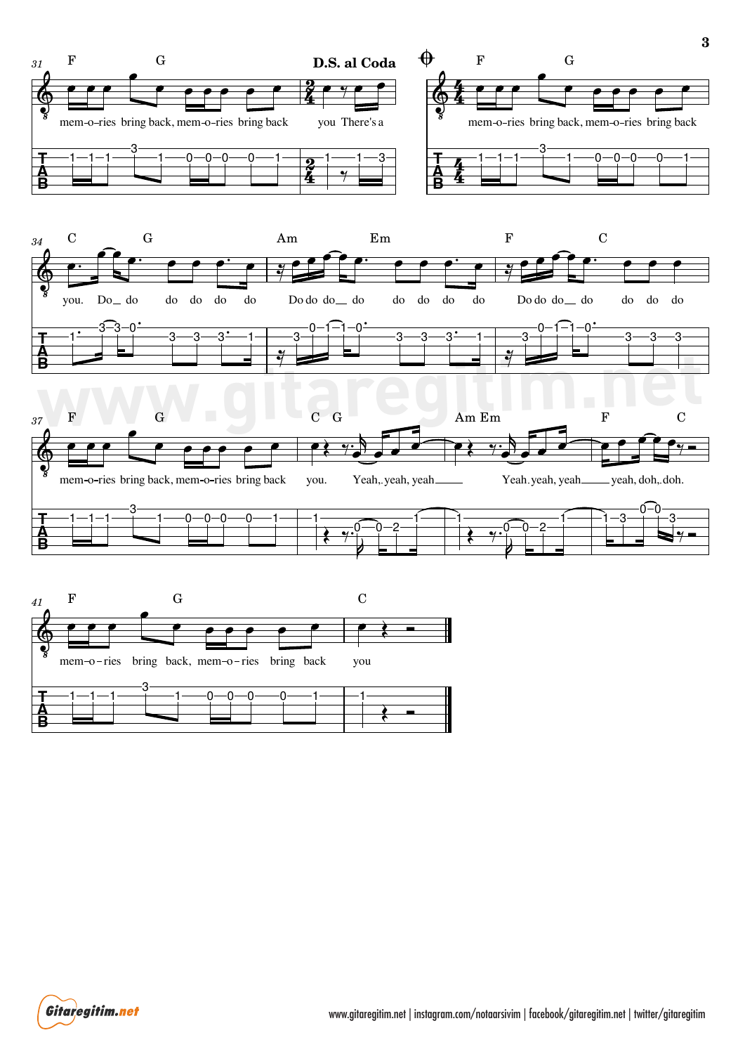31 F G D.S. al Coda

mem-o-ries bring back, mem-o-ries bring back you There's a

F G

mem-o-ries bring back, mem-o-ries bring back

34 C G Am Em F C

you. Do do do do do do Do do do do do do do do Do do do do do do do

37 F G C G Am Em F C

mem-o-ries bring back, mem-o-ries bring back you. Yeah, yeah, yeah Yeah. yeah, yeah yeah, doh, doh.

41 F G C

mem-o-ries bring back, mem-o-ries bring back you